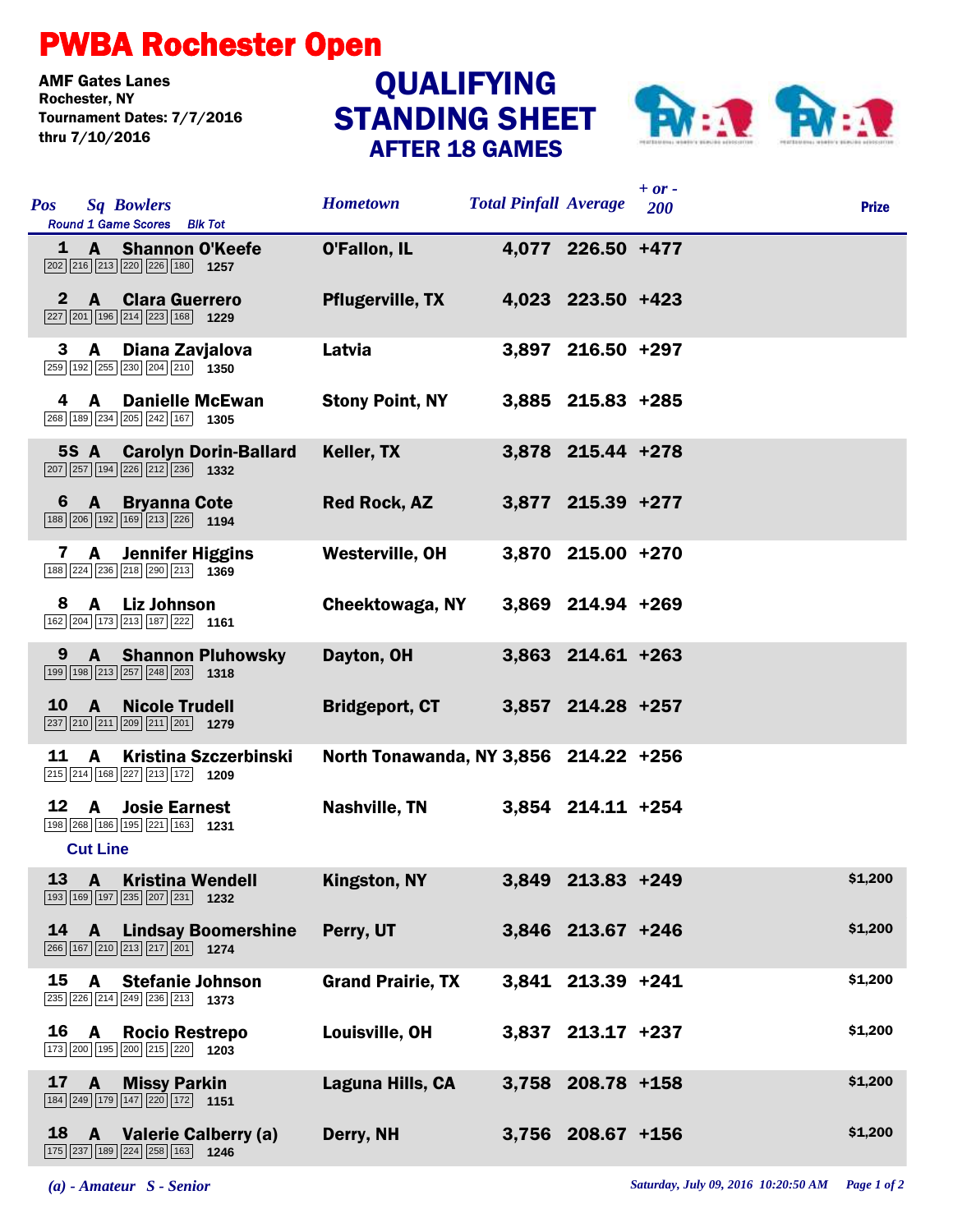# PWBA Rochester Open

**AMF Gates Lanes**
**Rochester, NY**
**Tournament Dates: 7/7/2016**
**thru 7/10/2016**

## QUALIFYING STANDING SHEET
### AFTER 18 GAMES

| Pos | Sq | Bowlers | Round 1 Game Scores | Blk Tot | Hometown | Total Pinfall | Average | + or - 200 | Prize |
|---|---|---|---|---|---|---|---|---|---|
| 1 | A | Shannon O'Keefe | 202 216 213 220 226 180 | 1257 | O'Fallon, IL | 4,077 | 226.50 | +477 | |
| 2 | A | Clara Guerrero | 227 201 196 214 223 168 | 1229 | Pflugerville, TX | 4,023 | 223.50 | +423 | |
| 3 | A | Diana Zavjalova | 259 192 255 230 204 210 | 1350 | Latvia | 3,897 | 216.50 | +297 | |
| 4 | A | Danielle McEwan | 268 189 234 205 242 167 | 1305 | Stony Point, NY | 3,885 | 215.83 | +285 | |
| 5S | A | Carolyn Dorin-Ballard | 207 257 194 226 212 236 | 1332 | Keller, TX | 3,878 | 215.44 | +278 | |
| 6 | A | Bryanna Cote | 188 206 192 169 213 226 | 1194 | Red Rock, AZ | 3,877 | 215.39 | +277 | |
| 7 | A | Jennifer Higgins | 188 224 236 218 290 213 | 1369 | Westerville, OH | 3,870 | 215.00 | +270 | |
| 8 | A | Liz Johnson | 162 204 173 213 187 222 | 1161 | Cheektowaga, NY | 3,869 | 214.94 | +269 | |
| 9 | A | Shannon Pluhowsky | 199 198 213 257 248 203 | 1318 | Dayton, OH | 3,863 | 214.61 | +263 | |
| 10 | A | Nicole Trudell | 237 210 211 209 211 201 | 1279 | Bridgeport, CT | 3,857 | 214.28 | +257 | |
| 11 | A | Kristina Szczerbinski | 215 214 168 227 213 172 | 1209 | North Tonawanda, NY | 3,856 | 214.22 | +256 | |
| 12 | A | Josie Earnest | 198 268 186 195 221 163 | 1231 | Nashville, TN | 3,854 | 214.11 | +254 | |
| **Cut Line** | | | | | | | | | |
| 13 | A | Kristina Wendell | 193 169 197 235 207 231 | 1232 | Kingston, NY | 3,849 | 213.83 | +249 | $1,200 |
| 14 | A | Lindsay Boomershine | 266 167 210 213 217 201 | 1274 | Perry, UT | 3,846 | 213.67 | +246 | $1,200 |
| 15 | A | Stefanie Johnson | 235 226 214 249 236 213 | 1373 | Grand Prairie, TX | 3,841 | 213.39 | +241 | $1,200 |
| 16 | A | Rocio Restrepo | 173 200 195 200 215 220 | 1203 | Louisville, OH | 3,837 | 213.17 | +237 | $1,200 |
| 17 | A | Missy Parkin | 184 249 179 147 220 172 | 1151 | Laguna Hills, CA | 3,758 | 208.78 | +158 | $1,200 |
| 18 | A | Valerie Calberry (a) | 175 237 189 224 258 163 | 1246 | Derry, NH | 3,756 | 208.67 | +156 | $1,200 |

*(a) - Amateur S - Senior*

*Saturday, July 09, 2016 10:20:50 AM*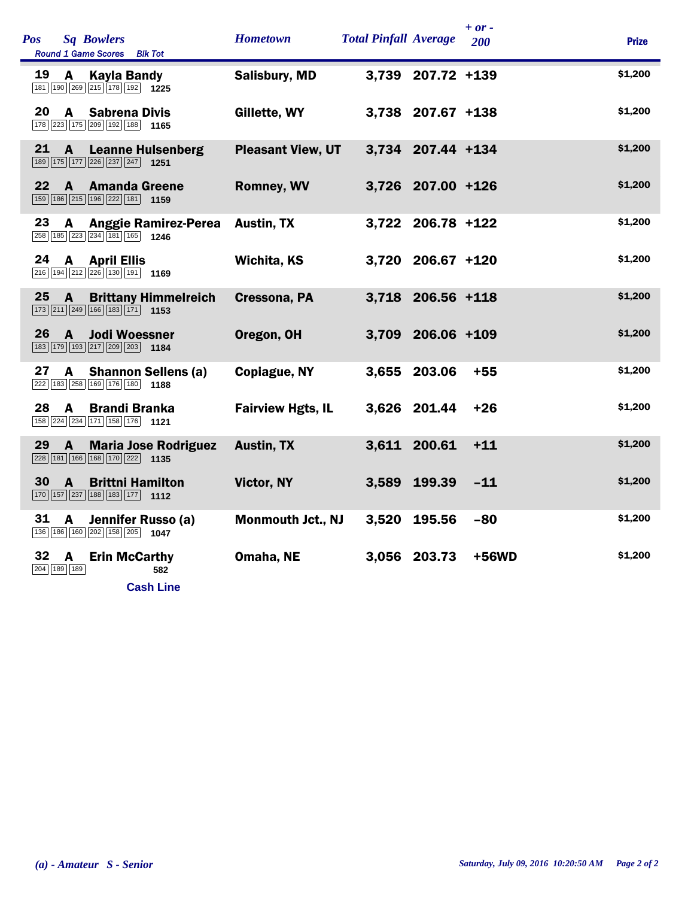| Pos | Sq | Bowlers | Round 1 Game Scores | Blk Tot | Hometown | Total Pinfall | Average | + or - 200 | Prize |
|---|---|---|---|---|---|---|---|---|---|
| 19 | A | Kayla Bandy | 181 190 269 215 178 192 | 1225 | Salisbury, MD | 3,739 | 207.72 | +139 | $1,200 |
| 20 | A | Sabrena Divis | 178 223 175 209 192 188 | 1165 | Gillette, WY | 3,738 | 207.67 | +138 | $1,200 |
| 21 | A | Leanne Hulsenberg | 189 175 177 226 237 247 | 1251 | Pleasant View, UT | 3,734 | 207.44 | +134 | $1,200 |
| 22 | A | Amanda Greene | 159 186 215 196 222 181 | 1159 | Romney, WV | 3,726 | 207.00 | +126 | $1,200 |
| 23 | A | Anggie Ramirez-Perea | 258 185 223 234 181 165 | 1246 | Austin, TX | 3,722 | 206.78 | +122 | $1,200 |
| 24 | A | April Ellis | 216 194 212 226 130 191 | 1169 | Wichita, KS | 3,720 | 206.67 | +120 | $1,200 |
| 25 | A | Brittany Himmelreich | 173 211 249 166 183 171 | 1153 | Cressona, PA | 3,718 | 206.56 | +118 | $1,200 |
| 26 | A | Jodi Woessner | 183 179 193 217 209 203 | 1184 | Oregon, OH | 3,709 | 206.06 | +109 | $1,200 |
| 27 | A | Shannon Sellens (a) | 222 183 258 169 176 180 | 1188 | Copiague, NY | 3,655 | 203.06 | +55 | $1,200 |
| 28 | A | Brandi Branka | 158 224 234 171 158 176 | 1121 | Fairview Hgts, IL | 3,626 | 201.44 | +26 | $1,200 |
| 29 | A | Maria Jose Rodriguez | 228 181 166 168 170 222 | 1135 | Austin, TX | 3,611 | 200.61 | +11 | $1,200 |
| 30 | A | Brittni Hamilton | 170 157 237 188 183 177 | 1112 | Victor, NY | 3,589 | 199.39 | -11 | $1,200 |
| 31 | A | Jennifer Russo (a) | 136 186 160 202 158 205 | 1047 | Monmouth Jct., NJ | 3,520 | 195.56 | -80 | $1,200 |
| 32 | A | Erin McCarthy | 204 189 189 | 582 | Omaha, NE | 3,056 | 203.73 | +56WD | $1,200 |

**Cash Line**

*(a) - Amateur S - Senior*

*Saturday, July 09, 2016 10:20:50 AM*